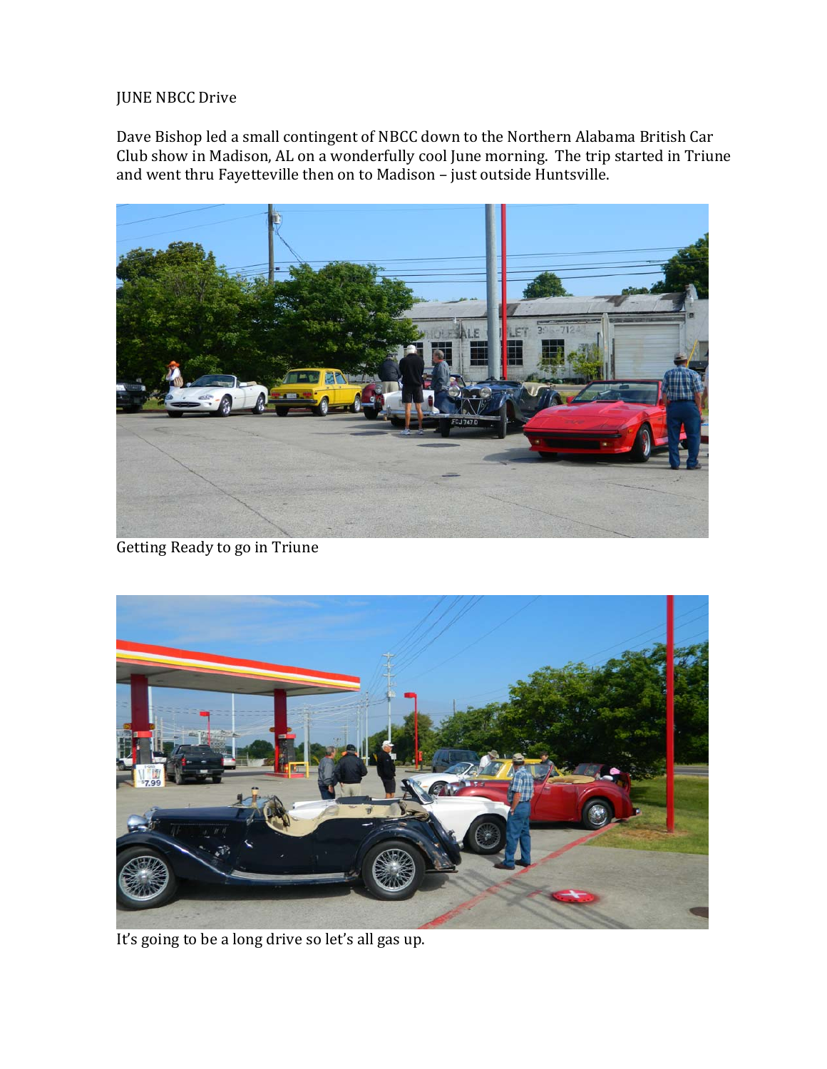JUNE NBCC Drive

Dave Bishop led a small contingent of NBCC down to the Northern Alabama British Car Club show in Madison, AL on a wonderfully cool June morning. The trip started in Triune and went thru Fayetteville then on to Madison – just outside Huntsville.

Getting Ready to go in Triune

It's going to be a long drive so let's all gas up.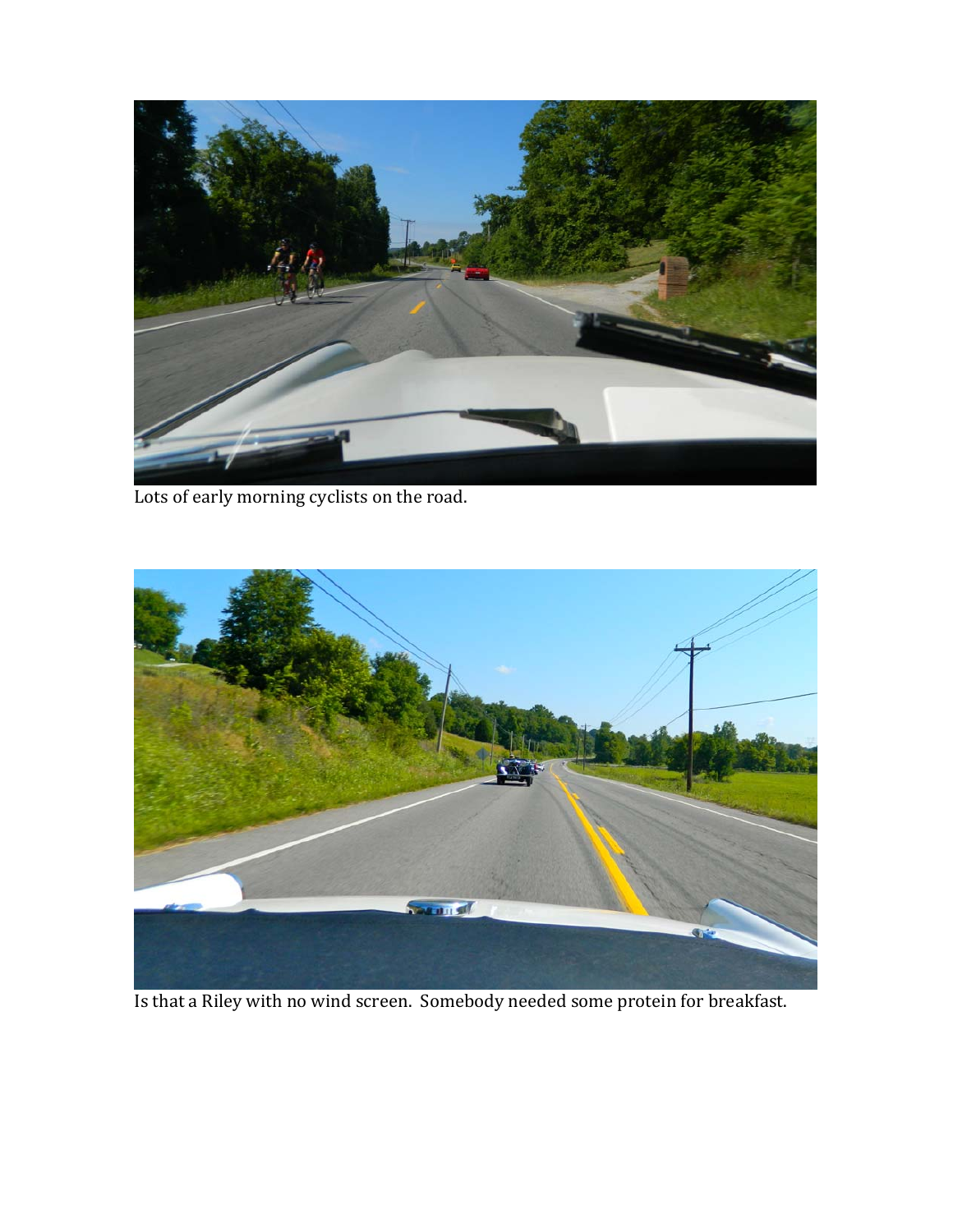Lots of early morning cyclists on the road.

Is that a Riley with no wind screen.  Somebody needed some protein for breakfast.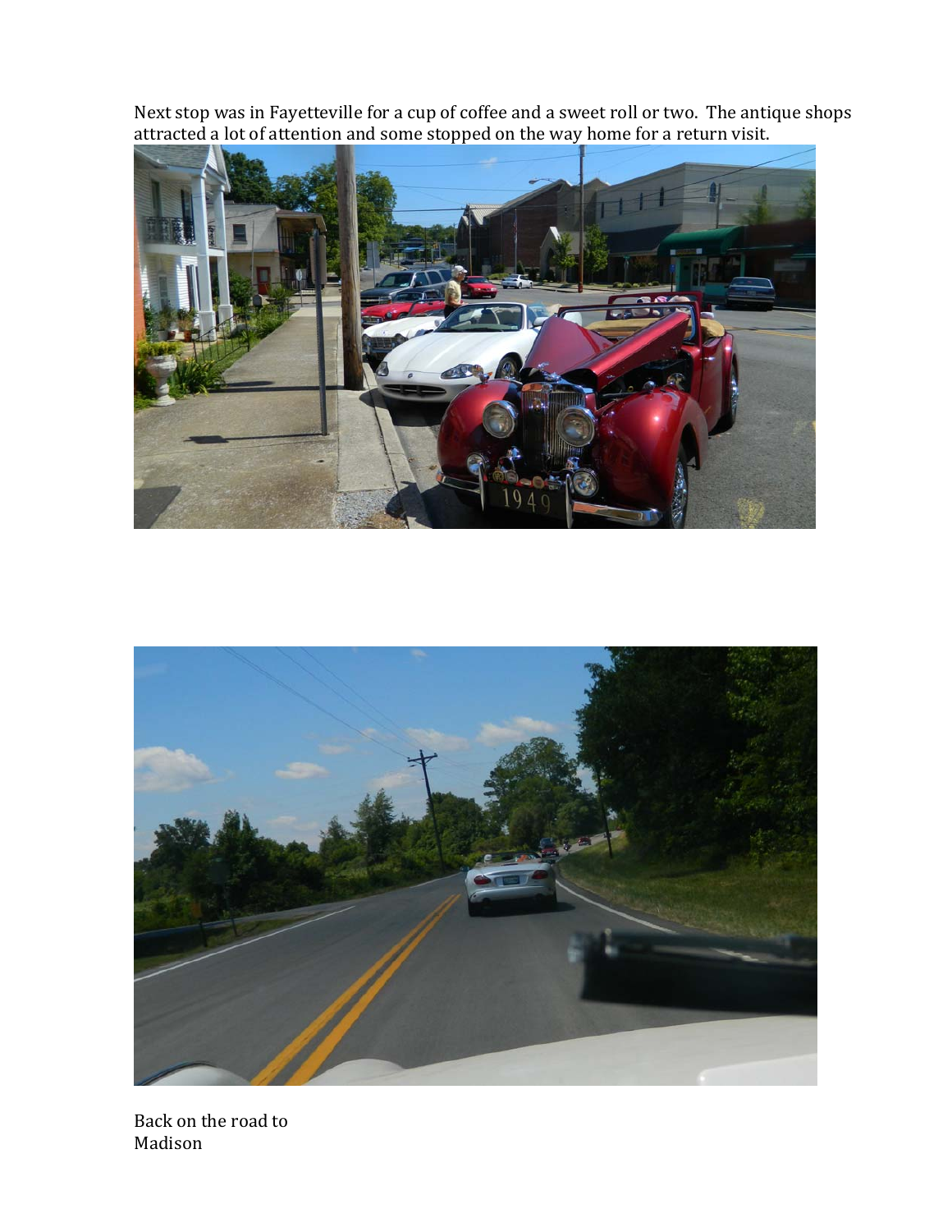Next stop was in Fayetteville for a cup of coffee and a sweet roll or two. The antique shops attracted a lot of attention and some stopped on the way home for a return visit.

Back on the road to Madison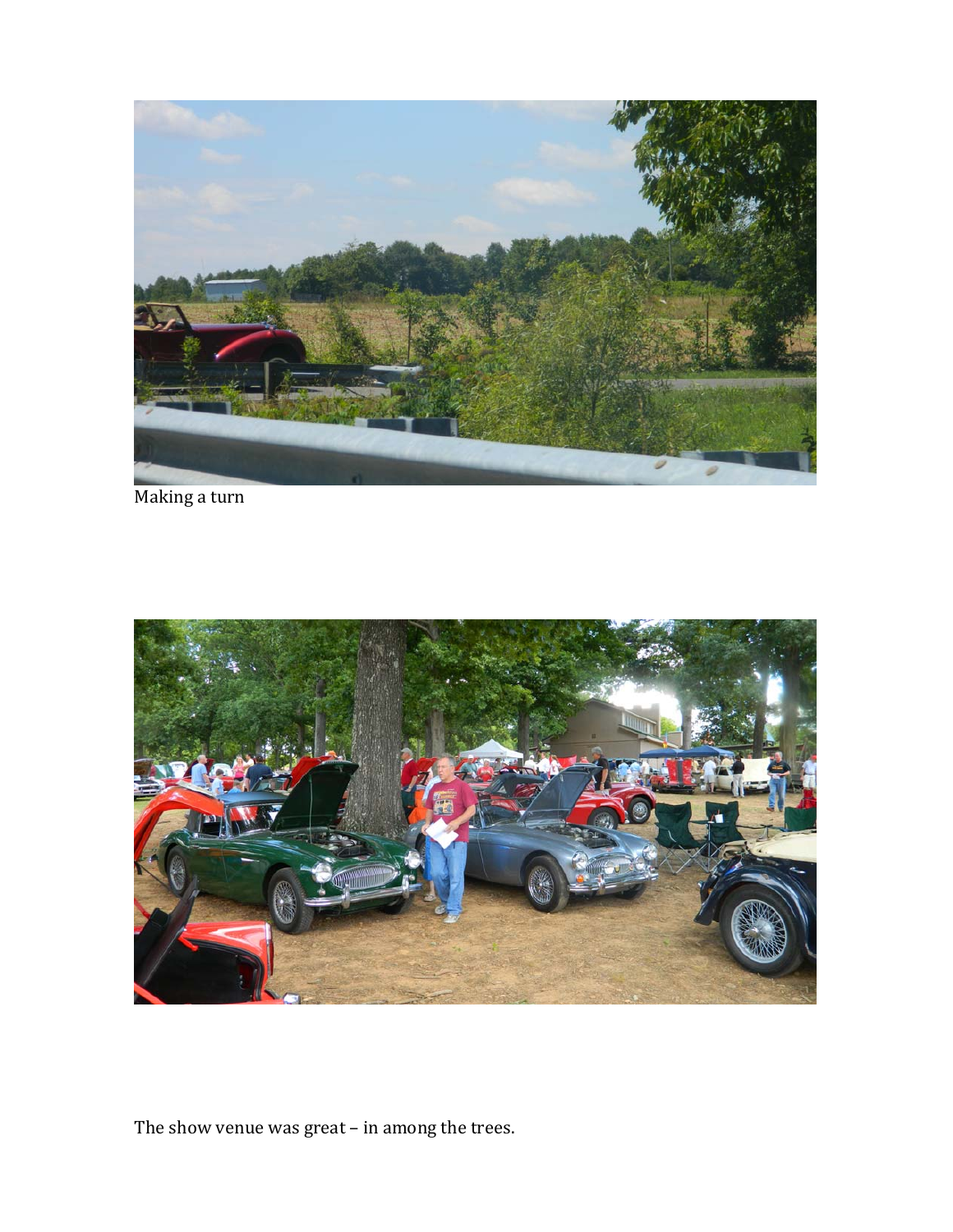Making a turn

The show venue was great – in among the trees.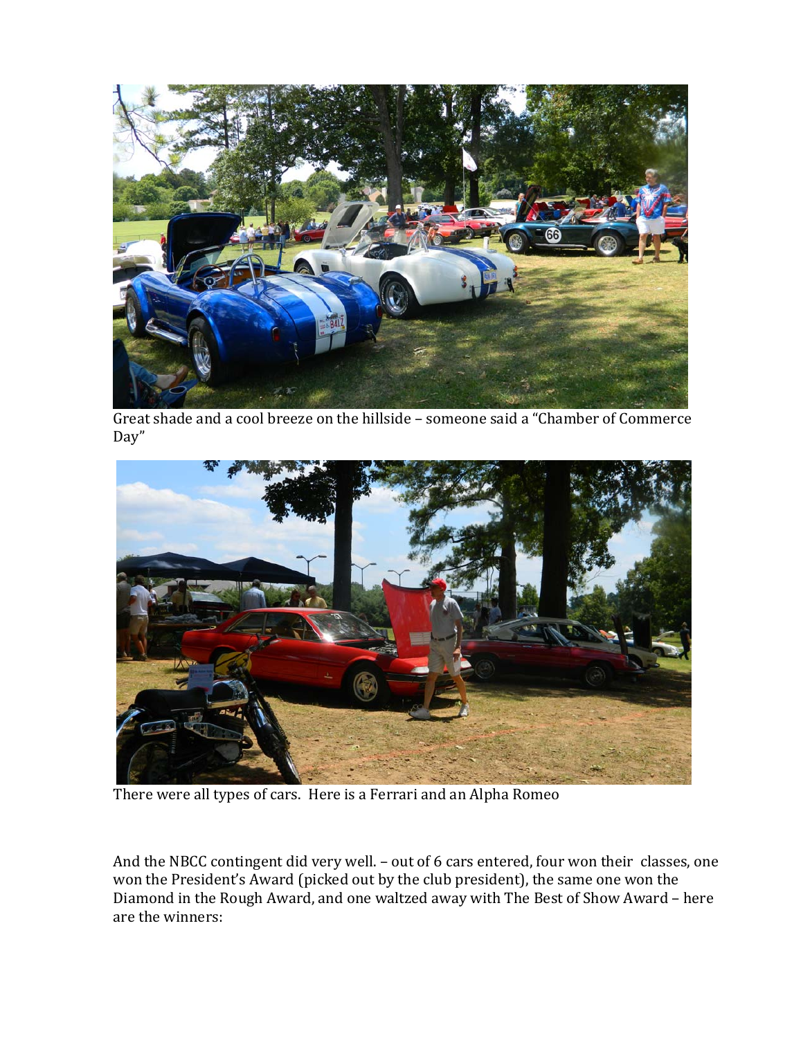Great shade and a cool breeze on the hillside – someone said a "Chamber of Commerce Day"

There were all types of cars. Here is a Ferrari and an Alpha Romeo

And the NBCC contingent did very well. – out of 6 cars entered, four won their classes, one won the President's Award (picked out by the club president), the same one won the Diamond in the Rough Award, and one waltzed away with The Best of Show Award – here are the winners: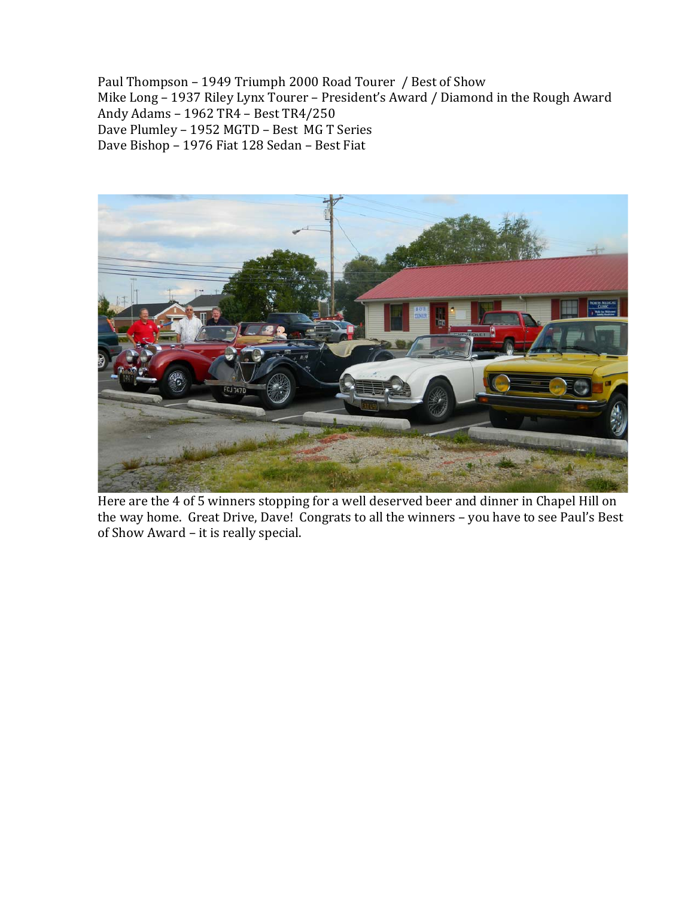Paul Thompson – 1949 Triumph 2000 Road Tourer / Best of Show
Mike Long – 1937 Riley Lynx Tourer – President's Award / Diamond in the Rough Award
Andy Adams – 1962 TR4 – Best TR4/250
Dave Plumley – 1952 MGTD – Best MG T Series
Dave Bishop – 1976 Fiat 128 Sedan – Best Fiat

Here are the 4 of 5 winners stopping for a well deserved beer and dinner in Chapel Hill on the way home. Great Drive, Dave! Congrats to all the winners – you have to see Paul's Best of Show Award – it is really special.